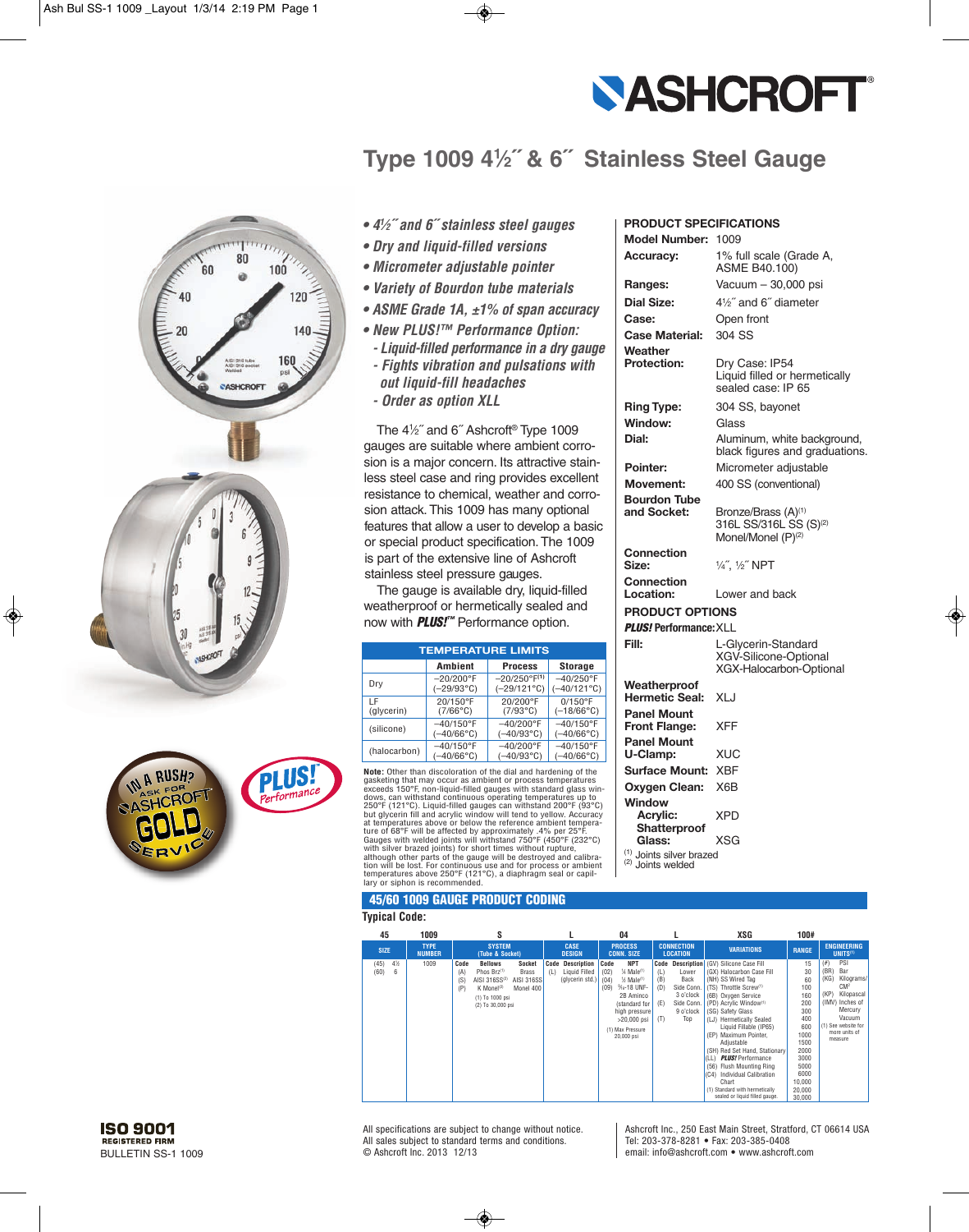# Type 1009 4½˝ & 6˝ Stainless Steel Gauge

- *4½˝ and 6˝ stainless steel gauges*
- *Dry and liquid-filled versions*
- *Micrometer adjustable pointer*
- *Variety of Bourdon tube materials*
- *ASME Grade 1A, ±1% of span accuracy*
- *New PLUS!™ Performance Option:*
  - *Liquid-filled performance in a dry gauge*
  - *Fights vibration and pulsations with out liquid-fill headaches*
  - *Order as option XLL*

The 4½˝ and 6˝ Ashcroft® Type 1009 gauges are suitable where ambient corrosion is a major concern. Its attractive stainless steel case and ring provides excellent resistance to chemical, weather and corrosion attack. This 1009 has many optional features that allow a user to develop a basic or special product specification. The 1009 is part of the extensive line of Ashcroft stainless steel pressure gauges.

The gauge is available dry, liquid-filled weatherproof or hermetically sealed and now with ***PLUS!***™ Performance option.

| TEMPERATURE LIMITS | | | |
|---|---|---|---|
| | Ambient | Process | Storage |
| Dry | –20/200°F (–29/93°C) | –20/250°F[1] (–29/121°C) | –40/250°F (–40/121°C) |
| LF (glycerin) | 20/150°F (7/66°C) | 20/200°F (7/93°C) | 0/150°F (–18/66°C) |
| (silicone) | –40/150°F (–40/66°C) | –40/200°F (–40/93°C) | –40/150°F (–40/66°C) |
| (halocarbon) | –40/150°F (–40/66°C) | –40/200°F (–40/93°C) | –40/150°F (–40/66°C) |

**Note:** Other than discoloration of the dial and hardening of the gasketing that may occur as ambient or process temperatures exceeds 150°F, non-liquid-filled gauges with standard glass windows, can withstand continuous operating temperatures up to 250°F (121°C). Liquid-filled gauges can withstand 200°F (93°C) but glycerin fill and acrylic window will tend to yellow. Accuracy at temperatures above or below the reference ambient temperature of 68°F will be affected by approximately .4% per 25°F. Gauges with welded joints will withstand 750°F (450°F (232°C) with silver brazed joints) for short times without rupture, although other parts of the gauge will be destroyed and calibration will be lost. For continuous use and for process or ambient temperatures above 250°F (121°C), a diaphragm seal or capillary or siphon is recommended.

## PRODUCT SPECIFICATIONS

| | |
|---|---|
| **Model Number:** | 1009 |
| **Accuracy:** | 1% full scale (Grade A, ASME B40.100) |
| **Ranges:** | Vacuum – 30,000 psi |
| **Dial Size:** | 4½˝ and 6˝ diameter |
| **Case:** | Open front |
| **Case Material:** | 304 SS |
| **Weather Protection:** | Dry Case: IP54<br>Liquid filled or hermetically sealed case: IP 65 |
| **Ring Type:** | 304 SS, bayonet |
| **Window:** | Glass |
| **Dial:** | Aluminum, white background, black figures and graduations. |
| **Pointer:** | Micrometer adjustable |
| **Movement:** | 400 SS (conventional) |
| **Bourdon Tube and Socket:** | Bronze/Brass (A)[1]<br>316L SS/316L SS (S)[2]<br>Monel/Monel (P)[2] |
| **Connection Size:** | ¼˝, ½˝ NPT |
| **Connection Location:** | Lower and back |

## PRODUCT OPTIONS

| | |
|---|---|
| ***PLUS!* Performance:** | XLL |
| **Fill:** | L-Glycerin-Standard<br>XGV-Silicone-Optional<br>XGX-Halocarbon-Optional |
| **Weatherproof Hermetic Seal:** | XLJ |
| **Panel Mount Front Flange:** | XFF |
| **Panel Mount U-Clamp:** | XUC |
| **Surface Mount:** | XBF |
| **Oxygen Clean:** | X6B |
| **Window Acrylic:** | XPD |
| **Shatterproof Glass:** | XSG |

[1] Joints silver brazed
[2] Joints welded

## 45/60 1009 GAUGE PRODUCT CODING

**Typical Code:**

| 45 | 1009 | S | L | 04 | L | XSG | 100# | |
|---|---|---|---|---|---|---|---|---|
| SIZE | TYPE NUMBER | SYSTEM (Tube & Socket) | CASE DESIGN | PROCESS CONN. SIZE | CONNECTION LOCATION | VARIATIONS | RANGE | ENGINEERING UNITS[1] |
| (45) 4½<br>(60) 6 | 1009 | Code / Bellows / Socket<br>(A) Phos Brz[1] / Brass<br>(S) AISI 316SS[2] / AISI 316SS<br>(P) K Monel[2] / Monel 400<br>(1) To 1000 psi<br>(2) To 30,000 psi | Code / Description<br>(L) Liquid Filled (glycerin std.) | Code / NPT<br>(02) ¼ Male[1]<br>(04) ½ Male[1]<br>(09) ⁹⁄₁₆-18 UNF-2B Aminco (standard for high pressure >20,000 psi<br>(1) Max Pressure 20,000 psi | Code / Description<br>(L) Lower<br>(B) Back<br>(D) Side Conn. 3 o'clock<br>(E) Side Conn. 9 o'clock<br>(T) Top | (GV) Silicone Case Fill<br>(GX) Halocarbon Case Fill<br>(NH) SS Wired Tag<br>(TS) Throttle Screw[1]<br>(6B) Oxygen Service<br>(PD) Acrylic Window[1]<br>(SG) Safety Glass<br>(LJ) Hermetically Sealed Liquid Fillable (IP65)<br>(EP) Maximum Pointer, Adjustable<br>(SH) Red Set Hand, Stationary<br>(LL) *PLUS!* Performance<br>(56) Flush Mounting Ring<br>(C4) Individual Calibration Chart<br>(1) Standard with hermetically sealed or liquid filled gauge. | 15<br>30<br>60<br>100<br>160<br>200<br>300<br>400<br>600<br>1000<br>1500<br>2000<br>3000<br>5000<br>6000<br>10,000<br>20,000<br>30,000 | (#) PSI<br>(BR) Bar<br>(KG) Kilograms/CM²<br>(KP) Kilopascal<br>(IMV) Inches of Mercury Vacuum<br>(1) See website for more units of measure |

**ISO 9001** REGISTERED FIRM
BULLETIN SS-1 1009

All specifications are subject to change without notice.
All sales subject to standard terms and conditions.
© Ashcroft Inc. 2013 12/13

Ashcroft Inc., 250 East Main Street, Stratford, CT 06614 USA
Tel: 203-378-8281 • Fax: 203-385-0408
email: info@ashcroft.com • www.ashcroft.com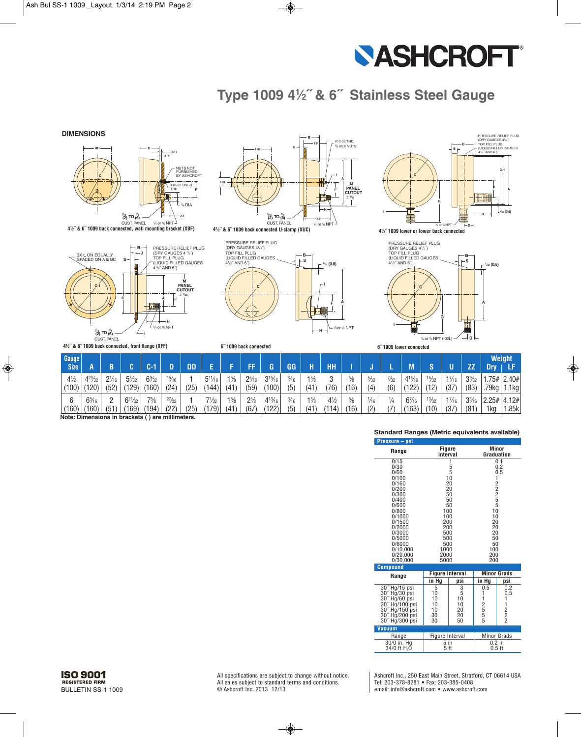# Type 1009 4½˝ & 6˝ Stainless Steel Gauge

## DIMENSIONS

4½˝ & 6˝ 1009 back connected, wall mounting bracket (XBF)

4½˝ & 6˝ 1009 back connected U-clamp (XUC)

4½˝ 1009 lower or lower back connected

4½˝ & 6˝ 1009 back connected, front flange (XFF)

6˝ 1009 back connected

6˝ 1009 lower connected

| Gauge Size | A | B | C | C-1 | D | DD | E | F | FF | G | GG | H | HH | I | J | L | M | S | U | ZZ | Weight Dry | Weight LF |
|---|---|---|---|---|---|---|---|---|---|---|---|---|---|---|---|---|---|---|---|---|---|---|
| 4½ (100) | 4²³⁄₃₂ (120) | 2¹⁄₁₆ (52) | 5³⁄₃₂ (129) | 6⁹⁄₃₂ (160) | ¹⁵⁄₁₆ (24) | 1 (25) | 5¹¹⁄₁₆ (144) | 1⅝ (41) | 2⁵⁄₁₆ (59) | 3¹⁵⁄₁₆ (100) | ³⁄₁₆ (5) | 1⅝ (41) | 3 (76) | ⅝ (16) | ⁵⁄₃₂ (4) | ⁷⁄₃₂ (6) | 4¹³⁄₁₆ (122) | ¹⁵⁄₃₂ (12) | 1⁷⁄₁₆ (37) | 3³⁄₃₂ (83) | 1.75# .79kg | 2.40# 1.1kg |
| 6 (160) | 6⁵⁄₁₆ (160) | 2 (51) | 6²¹⁄₃₂ (169) | 7⅝ (194) | ²⁷⁄₃₂ (22) | 1 (25) | 7¹⁄₃₂ (179) | 1⅝ (41) | 2⅝ (67) | 4¹³⁄₁₆ (122) | ³⁄₁₆ (5) | 1⅝ (41) | 4½ (114) | ⅝ (16) | ¹⁄₁₆ (2) | ¼ (7) | 6⁷⁄₁₆ (163) | ¹³⁄₃₂ (10) | 1⁷⁄₁₆ (37) | 3³⁄₁₆ (81) | 2.25# 1kg | 4.12# 1.85k |

**Note: Dimensions in brackets ( ) are millimeters.**

### Standard Ranges (Metric equivalents available)

**Pressure – psi**

| Range | Figure interval | Minor Graduation |
|---|---|---|
| 0/15 | 1 | 0.1 |
| 0/30 | 5 | 0.2 |
| 0/60 | 5 | 0.5 |
| 0/100 | 10 | 1 |
| 0/160 | 20 | 2 |
| 0/200 | 20 | 2 |
| 0/300 | 50 | 2 |
| 0/400 | 50 | 5 |
| 0/600 | 50 | 5 |
| 0/800 | 100 | 10 |
| 0/1000 | 100 | 10 |
| 0/1500 | 200 | 20 |
| 0/2000 | 200 | 20 |
| 0/3000 | 500 | 20 |
| 0/5000 | 500 | 50 |
| 0/6000 | 500 | 50 |
| 0/10,000 | 1000 | 100 |
| 0/20,000 | 2000 | 200 |
| 0/30,000 | 5000 | 200 |

**Compound**

| Range | Figure Interval in Hg | Figure Interval psi | Minor Grads in Hg | Minor Grads psi |
|---|---|---|---|---|
| 30˝ Hg/15 psi | 5 | 3 | 0.5 | 0.2 |
| 30˝ Hg/30 psi | 10 | 5 | 1 | 0.5 |
| 30˝ Hg/60 psi | 10 | 10 | 1 | 1 |
| 30˝ Hg/100 psi | 10 | 10 | 2 | 1 |
| 30˝ Hg/150 psi | 10 | 20 | 5 | 2 |
| 30˝ Hg/200 psi | 30 | 20 | 5 | 2 |
| 30˝ Hg/300 psi | 30 | 50 | 5 | 2 |

**Vacuum**

| Range | Figure Interval | Minor Grads |
|---|---|---|
| 30/0 in. Hg | 5 in | 0.2 in |
| 34/0 ft $H_2O$ | 5 ft | 0.5 ft |

ISO 9001 REGISTERED FIRM
BULLETIN SS-1 1009

All specifications are subject to change without notice.
All sales subject to standard terms and conditions.
© Ashcroft Inc. 2013 12/13

Ashcroft Inc., 250 East Main Street, Stratford, CT 06614 USA
Tel: 203-378-8281 • Fax: 203-385-0408
email: info@ashcroft.com • www.ashcroft.com